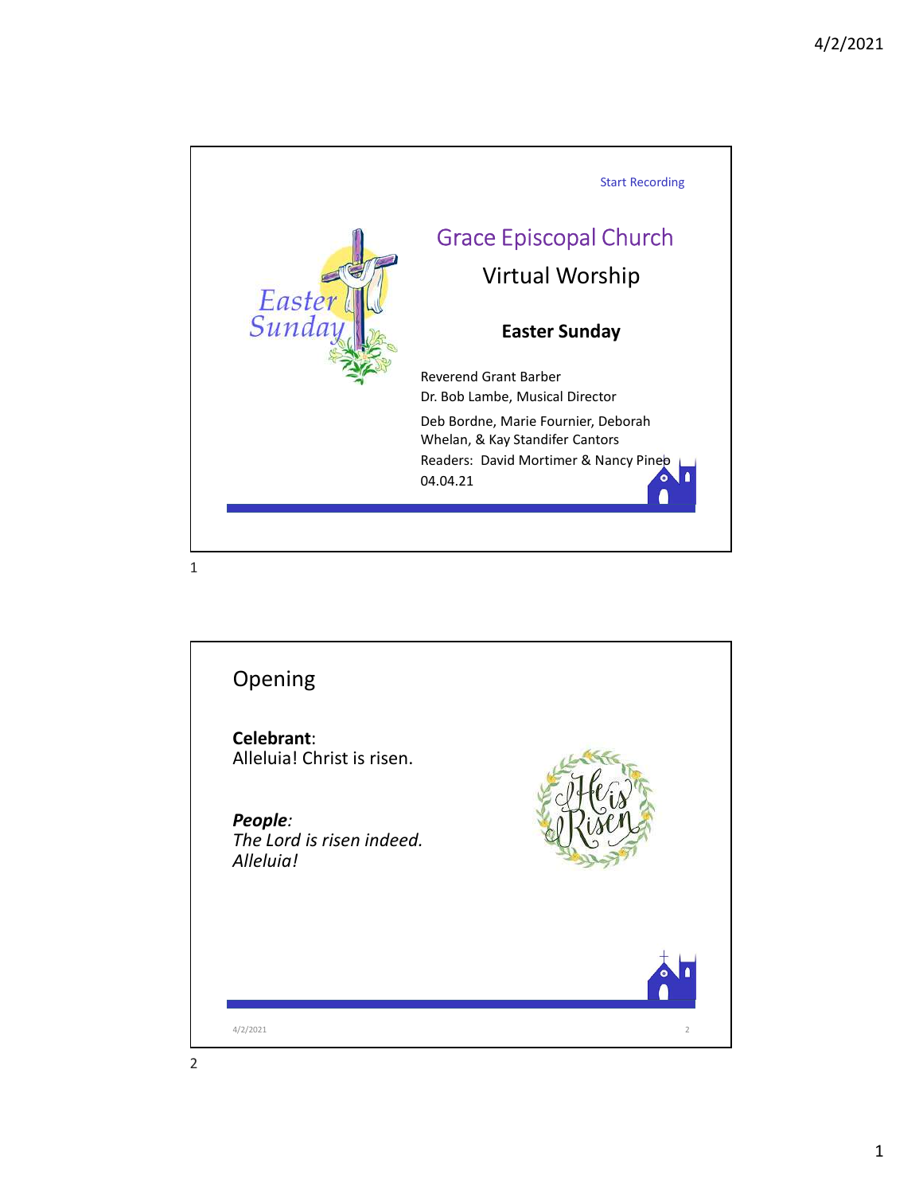Start Recording

# Grace Episcopal Church

## Virtual Worship

### Easter Sunday

Reverend Grant Barber
Dr. Bob Lambe, Musical Director

Deb Bordne, Marie Fournier, Deborah Whelan, & Kay Standifer Cantors

Readers: David Mortimer & Nancy Pineo

04.04.21

## Opening

**Celebrant**:
Alleluia! Christ is risen.

***People***:
*The Lord is risen indeed. Alleluia!*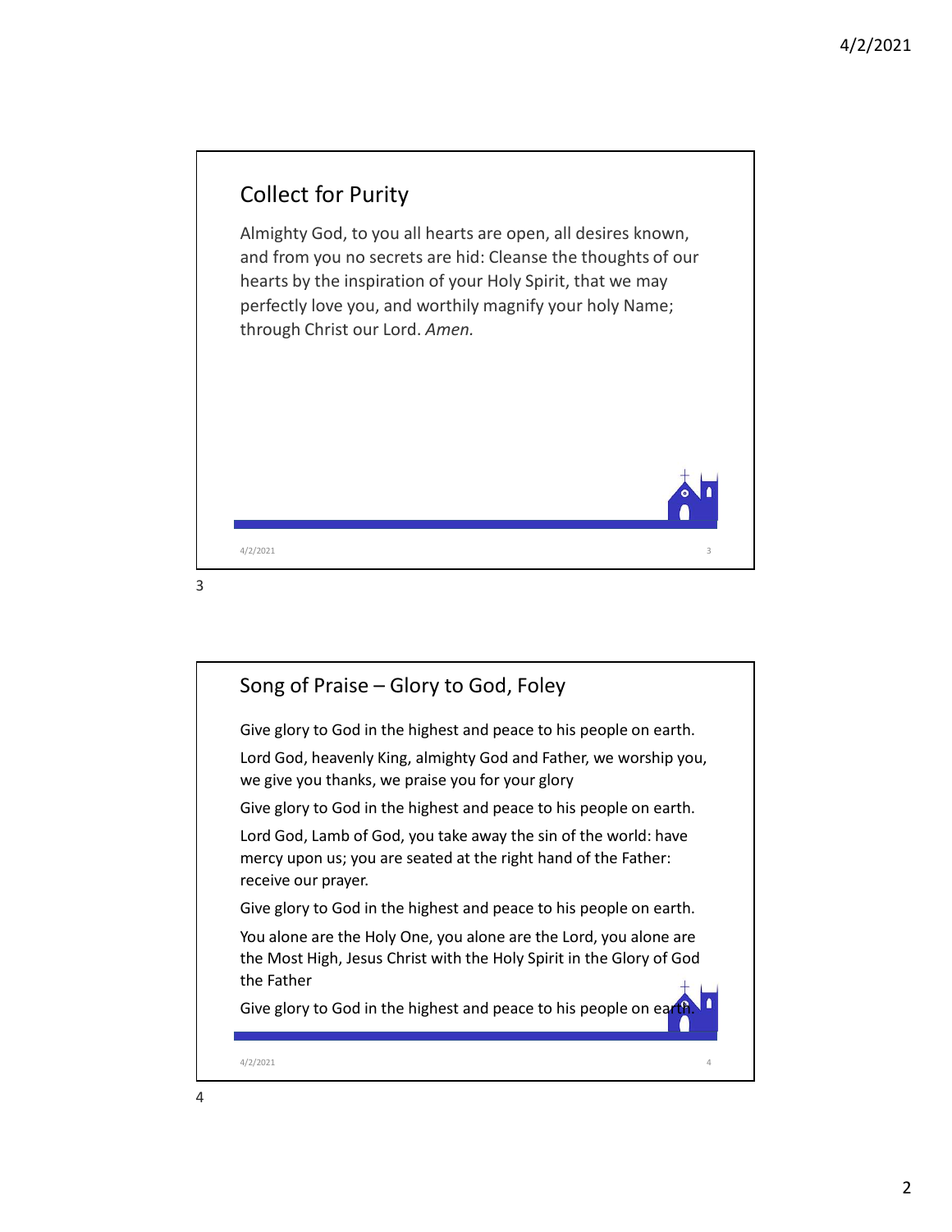## Collect for Purity

Almighty God, to you all hearts are open, all desires known, and from you no secrets are hid: Cleanse the thoughts of our hearts by the inspiration of your Holy Spirit, that we may perfectly love you, and worthily magnify your holy Name; through Christ our Lord. *Amen.*

## Song of Praise – Glory to God, Foley

Give glory to God in the highest and peace to his people on earth.

Lord God, heavenly King, almighty God and Father, we worship you, we give you thanks, we praise you for your glory

Give glory to God in the highest and peace to his people on earth.

Lord God, Lamb of God, you take away the sin of the world: have mercy upon us; you are seated at the right hand of the Father: receive our prayer.

Give glory to God in the highest and peace to his people on earth.

You alone are the Holy One, you alone are the Lord, you alone are the Most High, Jesus Christ with the Holy Spirit in the Glory of God the Father

Give glory to God in the highest and peace to his people on earth.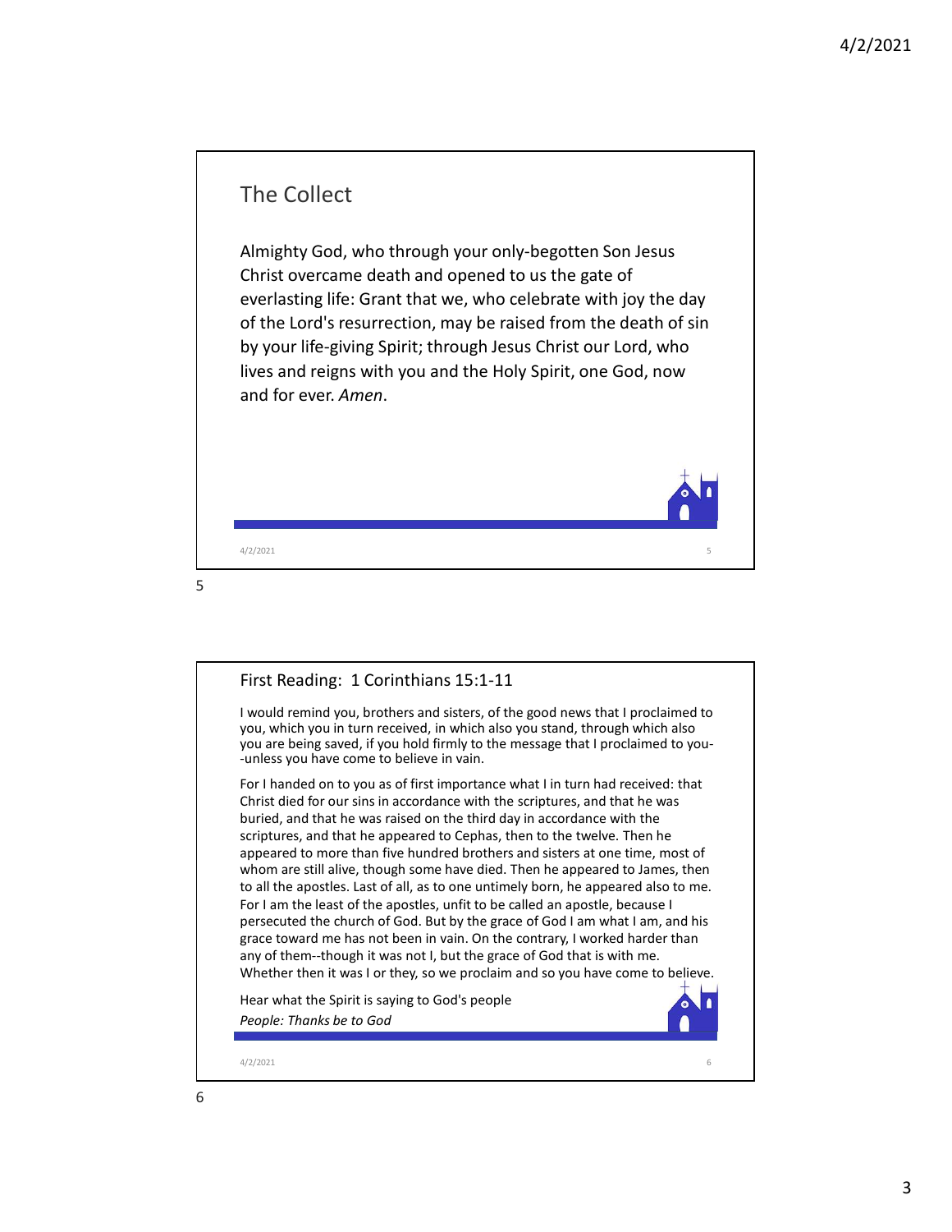## The Collect

Almighty God, who through your only-begotten Son Jesus Christ overcame death and opened to us the gate of everlasting life: Grant that we, who celebrate with joy the day of the Lord's resurrection, may be raised from the death of sin by your life-giving Spirit; through Jesus Christ our Lord, who lives and reigns with you and the Holy Spirit, one God, now and for ever. *Amen*.

## First Reading: 1 Corinthians 15:1-11

I would remind you, brothers and sisters, of the good news that I proclaimed to you, which you in turn received, in which also you stand, through which also you are being saved, if you hold firmly to the message that I proclaimed to you--unless you have come to believe in vain.

For I handed on to you as of first importance what I in turn had received: that Christ died for our sins in accordance with the scriptures, and that he was buried, and that he was raised on the third day in accordance with the scriptures, and that he appeared to Cephas, then to the twelve. Then he appeared to more than five hundred brothers and sisters at one time, most of whom are still alive, though some have died. Then he appeared to James, then to all the apostles. Last of all, as to one untimely born, he appeared also to me. For I am the least of the apostles, unfit to be called an apostle, because I persecuted the church of God. But by the grace of God I am what I am, and his grace toward me has not been in vain. On the contrary, I worked harder than any of them--though it was not I, but the grace of God that is with me. Whether then it was I or they, so we proclaim and so you have come to believe.

Hear what the Spirit is saying to God's people

*People: Thanks be to God*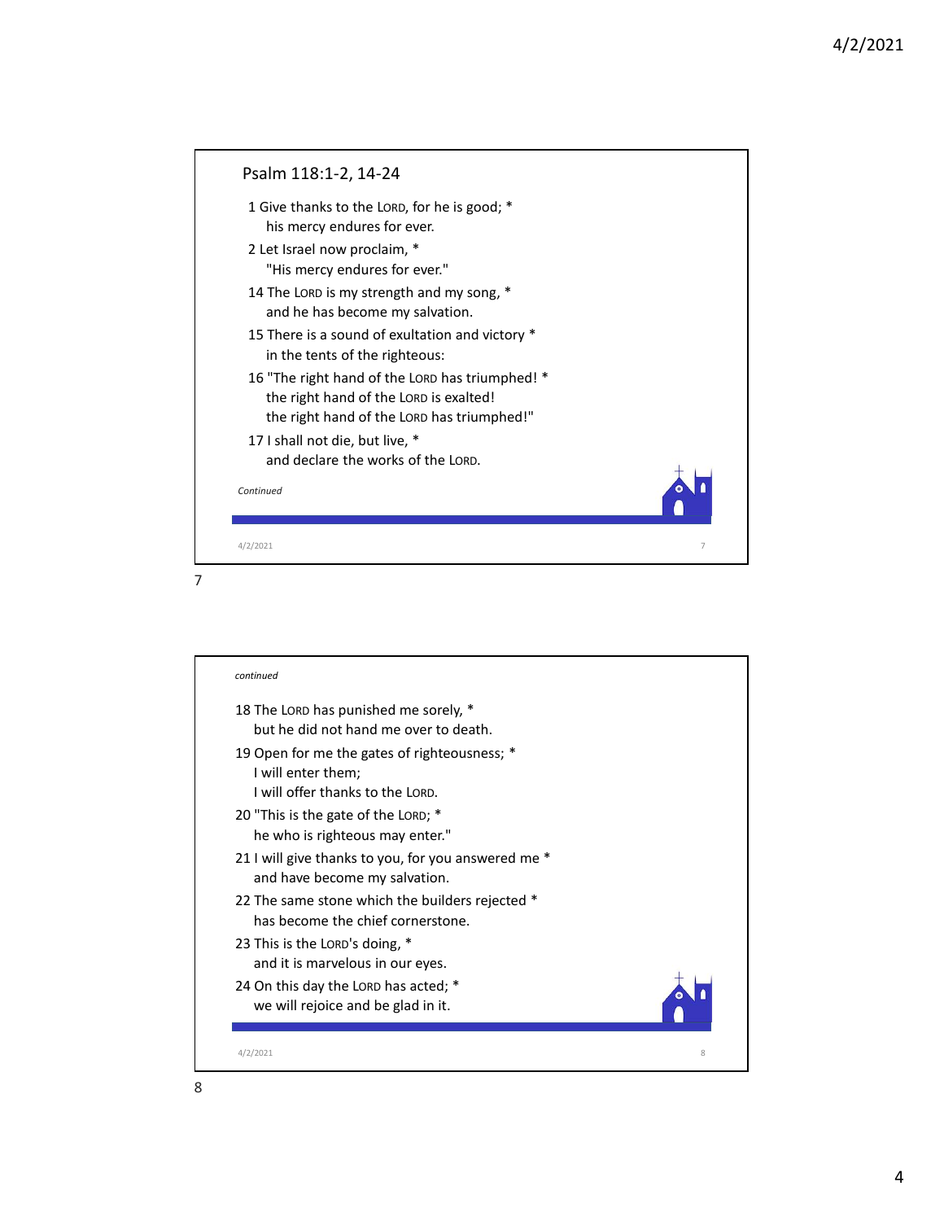## Psalm 118:1-2, 14-24

1 Give thanks to the LORD, for he is good; *
his mercy endures for ever.

2 Let Israel now proclaim, *
"His mercy endures for ever."

14 The LORD is my strength and my song, *
and he has become my salvation.

15 There is a sound of exultation and victory *
in the tents of the righteous:

16 "The right hand of the LORD has triumphed! *
the right hand of the LORD is exalted!
the right hand of the LORD has triumphed!"

17 I shall not die, but live, *
and declare the works of the LORD.

*Continued*

*continued*

18 The LORD has punished me sorely, *
but he did not hand me over to death.

19 Open for me the gates of righteousness; *
I will enter them;
I will offer thanks to the LORD.

20 "This is the gate of the LORD; *
he who is righteous may enter."

21 I will give thanks to you, for you answered me *
and have become my salvation.

22 The same stone which the builders rejected *
has become the chief cornerstone.

23 This is the LORD's doing, *
and it is marvelous in our eyes.

24 On this day the LORD has acted; *
we will rejoice and be glad in it.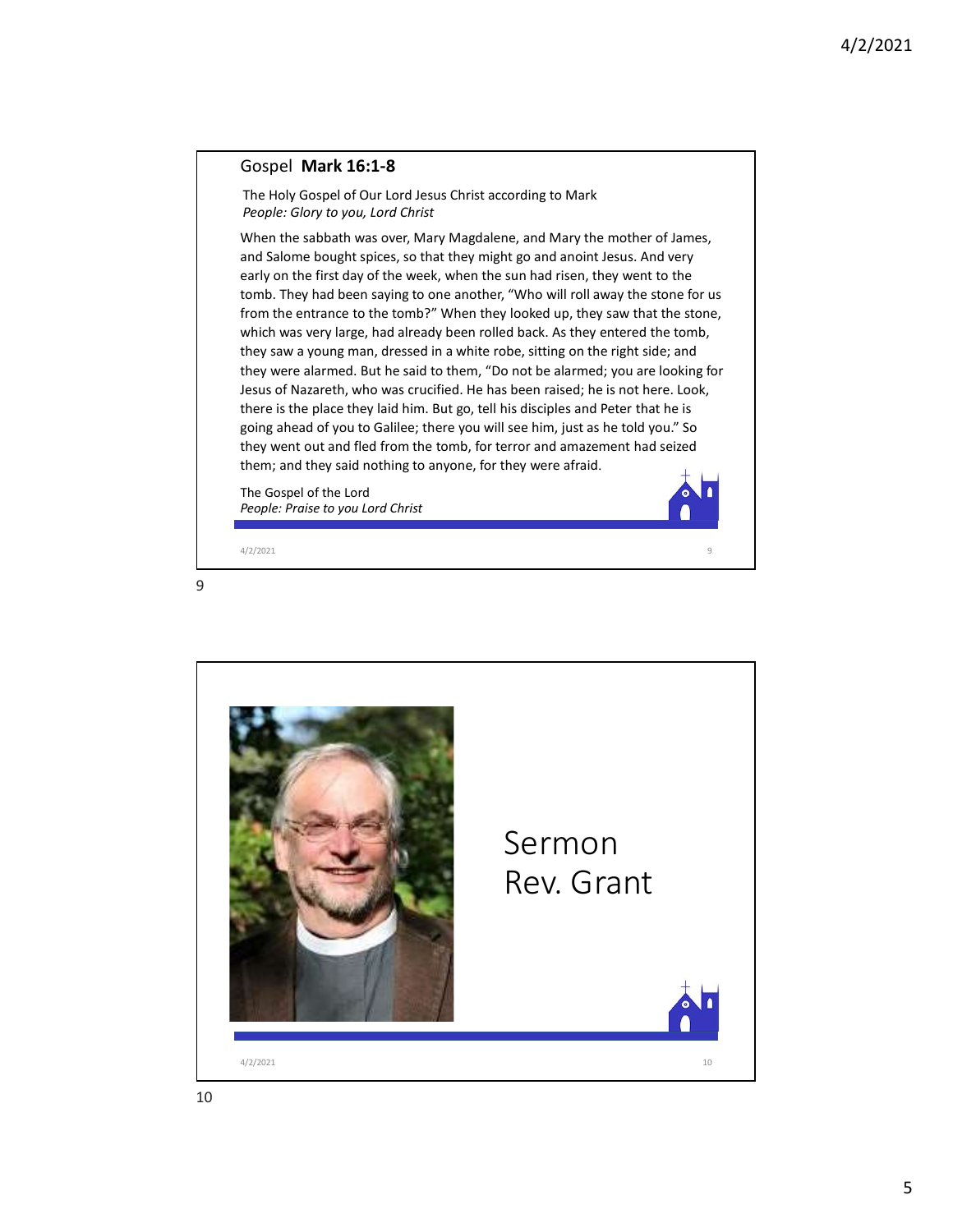## Gospel **Mark 16:1-8**

The Holy Gospel of Our Lord Jesus Christ according to Mark
*People: Glory to you, Lord Christ*

When the sabbath was over, Mary Magdalene, and Mary the mother of James, and Salome bought spices, so that they might go and anoint Jesus. And very early on the first day of the week, when the sun had risen, they went to the tomb. They had been saying to one another, "Who will roll away the stone for us from the entrance to the tomb?" When they looked up, they saw that the stone, which was very large, had already been rolled back. As they entered the tomb, they saw a young man, dressed in a white robe, sitting on the right side; and they were alarmed. But he said to them, "Do not be alarmed; you are looking for Jesus of Nazareth, who was crucified. He has been raised; he is not here. Look, there is the place they laid him. But go, tell his disciples and Peter that he is going ahead of you to Galilee; there you will see him, just as he told you." So they went out and fled from the tomb, for terror and amazement had seized them; and they said nothing to anyone, for they were afraid.

The Gospel of the Lord
*People: Praise to you Lord Christ*

## Sermon
## Rev. Grant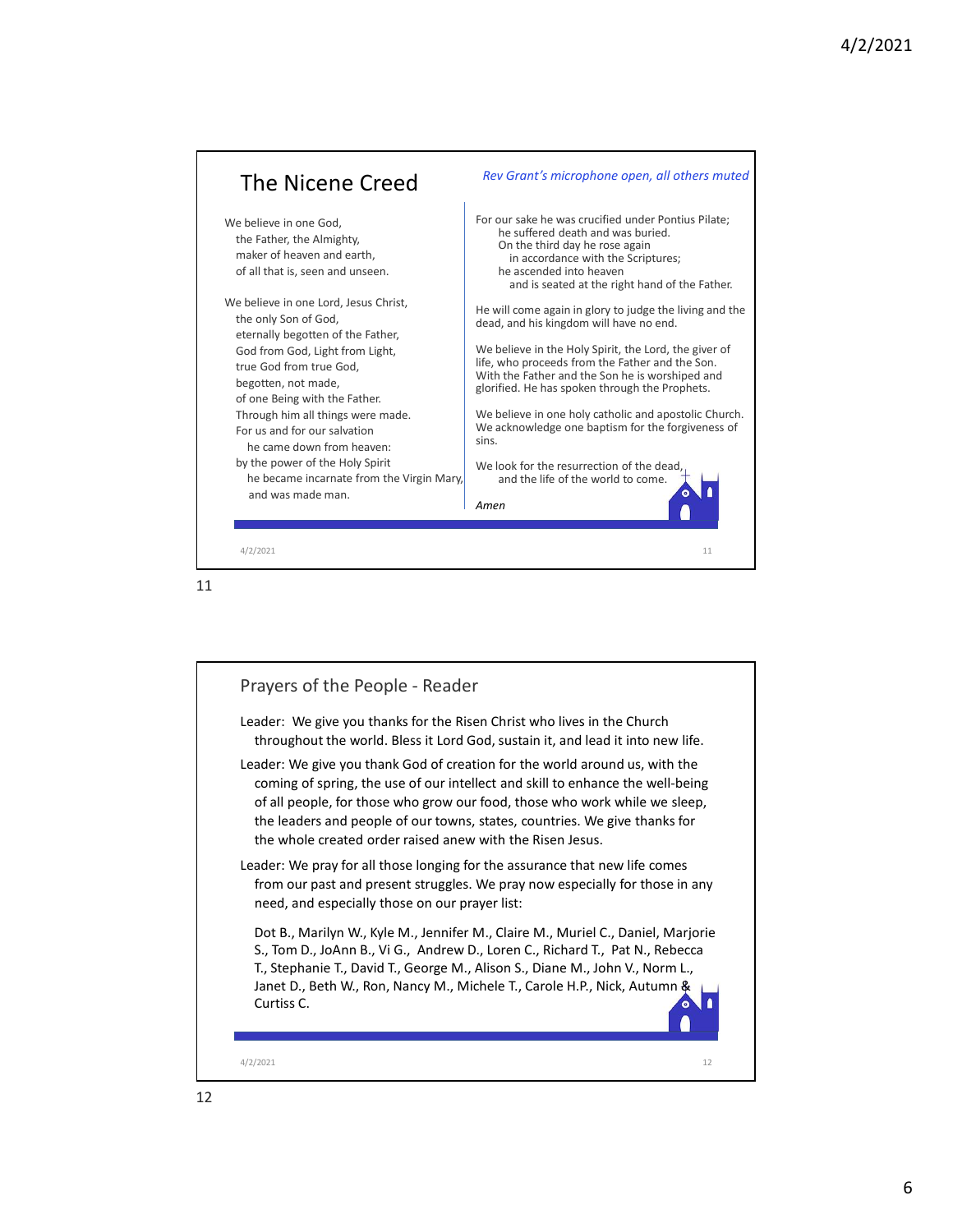## The Nicene Creed

*Rev Grant's microphone open, all others muted*

We believe in one God,
the Father, the Almighty,
maker of heaven and earth,
of all that is, seen and unseen.

We believe in one Lord, Jesus Christ,
the only Son of God,
eternally begotten of the Father,
God from God, Light from Light,
true God from true God,
begotten, not made,
of one Being with the Father.
Through him all things were made.
For us and for our salvation
he came down from heaven:
by the power of the Holy Spirit
he became incarnate from the Virgin Mary,
and was made man.

For our sake he was crucified under Pontius Pilate;
he suffered death and was buried.
On the third day he rose again
in accordance with the Scriptures;
he ascended into heaven
and is seated at the right hand of the Father.

He will come again in glory to judge the living and the dead, and his kingdom will have no end.

We believe in the Holy Spirit, the Lord, the giver of life, who proceeds from the Father and the Son. With the Father and the Son he is worshiped and glorified. He has spoken through the Prophets.

We believe in one holy catholic and apostolic Church. We acknowledge one baptism for the forgiveness of sins.

We look for the resurrection of the dead,
and the life of the world to come.

*Amen*

## Prayers of the People - Reader

Leader: We give you thanks for the Risen Christ who lives in the Church throughout the world. Bless it Lord God, sustain it, and lead it into new life.

Leader: We give you thank God of creation for the world around us, with the coming of spring, the use of our intellect and skill to enhance the well-being of all people, for those who grow our food, those who work while we sleep, the leaders and people of our towns, states, countries. We give thanks for the whole created order raised anew with the Risen Jesus.

Leader: We pray for all those longing for the assurance that new life comes from our past and present struggles. We pray now especially for those in any need, and especially those on our prayer list:

Dot B., Marilyn W., Kyle M., Jennifer M., Claire M., Muriel C., Daniel, Marjorie S., Tom D., JoAnn B., Vi G., Andrew D., Loren C., Richard T., Pat N., Rebecca T., Stephanie T., David T., George M., Alison S., Diane M., John V., Norm L., Janet D., Beth W., Ron, Nancy M., Michele T., Carole H.P., Nick, Autumn & Curtiss C.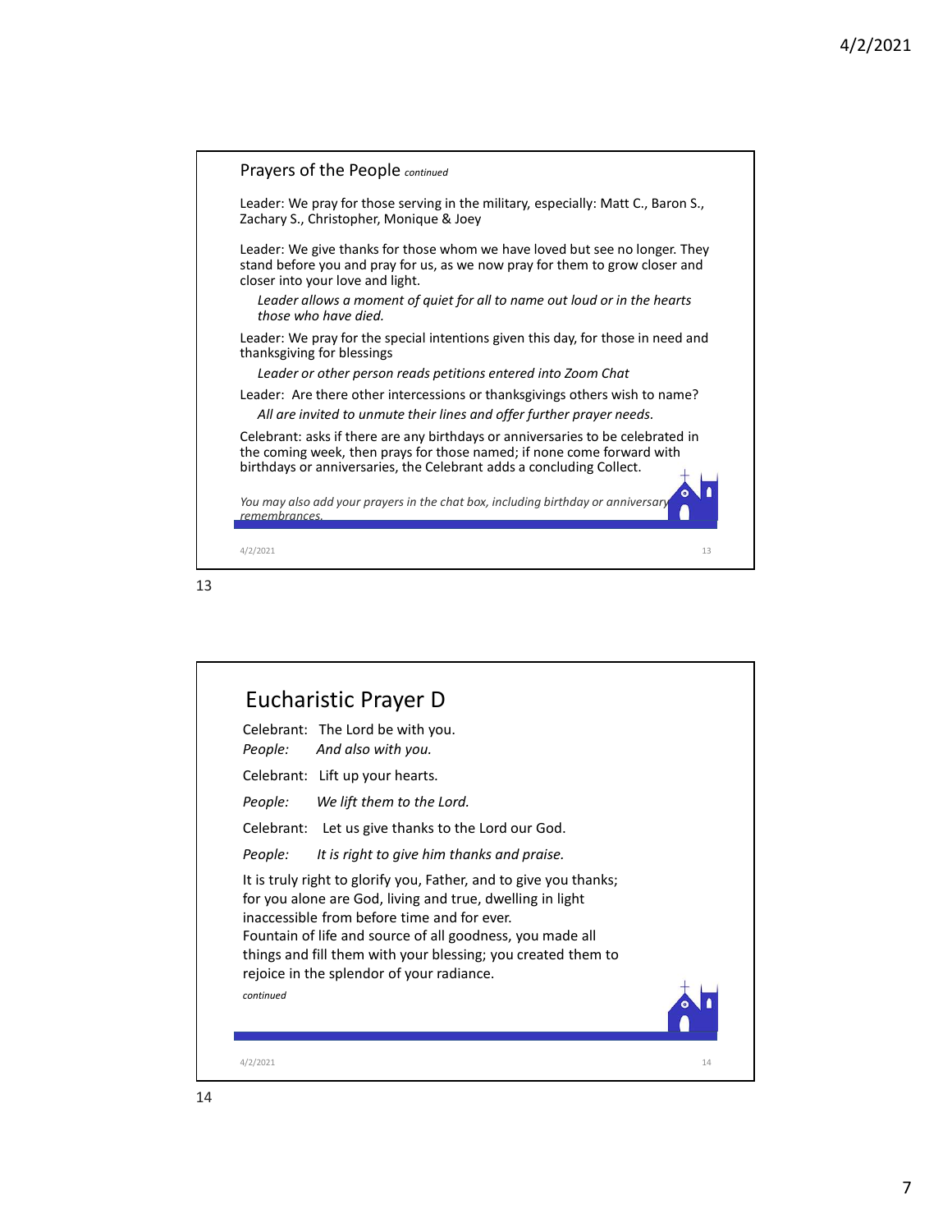## Prayers of the People *continued*

Leader: We pray for those serving in the military, especially: Matt C., Baron S., Zachary S., Christopher, Monique & Joey

Leader: We give thanks for those whom we have loved but see no longer. They stand before you and pray for us, as we now pray for them to grow closer and closer into your love and light.

*Leader allows a moment of quiet for all to name out loud or in the hearts those who have died.*

Leader: We pray for the special intentions given this day, for those in need and thanksgiving for blessings

*Leader or other person reads petitions entered into Zoom Chat*

Leader: Are there other intercessions or thanksgivings others wish to name?

*All are invited to unmute their lines and offer further prayer needs.*

Celebrant: asks if there are any birthdays or anniversaries to be celebrated in the coming week, then prays for those named; if none come forward with birthdays or anniversaries, the Celebrant adds a concluding Collect.

*You may also add your prayers in the chat box, including birthday or anniversary remembrances.*

## Eucharistic Prayer D

Celebrant: The Lord be with you.
*People: And also with you.*

Celebrant: Lift up your hearts.

*People: We lift them to the Lord.*

Celebrant: Let us give thanks to the Lord our God.

*People: It is right to give him thanks and praise.*

It is truly right to glorify you, Father, and to give you thanks; for you alone are God, living and true, dwelling in light inaccessible from before time and for ever.
Fountain of life and source of all goodness, you made all things and fill them with your blessing; you created them to rejoice in the splendor of your radiance.

*continued*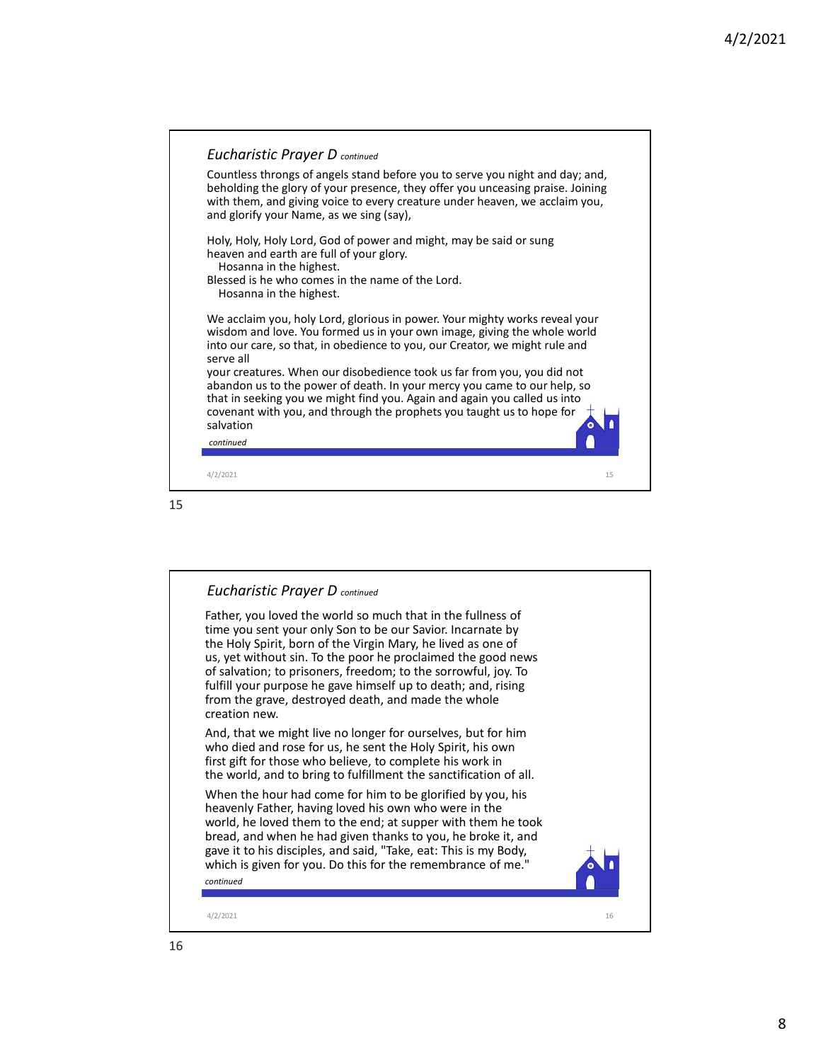## *Eucharistic Prayer D* *continued*

Countless throngs of angels stand before you to serve you night and day; and, beholding the glory of your presence, they offer you unceasing praise. Joining with them, and giving voice to every creature under heaven, we acclaim you, and glorify your Name, as we sing (say),

Holy, Holy, Holy Lord, God of power and might, may be said or sung
heaven and earth are full of your glory.
Hosanna in the highest.
Blessed is he who comes in the name of the Lord.
Hosanna in the highest.

We acclaim you, holy Lord, glorious in power. Your mighty works reveal your wisdom and love. You formed us in your own image, giving the whole world into our care, so that, in obedience to you, our Creator, we might rule and serve all
your creatures. When our disobedience took us far from you, you did not abandon us to the power of death. In your mercy you came to our help, so that in seeking you we might find you. Again and again you called us into covenant with you, and through the prophets you taught us to hope for salvation

*continued*

## *Eucharistic Prayer D* *continued*

Father, you loved the world so much that in the fullness of time you sent your only Son to be our Savior. Incarnate by the Holy Spirit, born of the Virgin Mary, he lived as one of us, yet without sin. To the poor he proclaimed the good news of salvation; to prisoners, freedom; to the sorrowful, joy. To fulfill your purpose he gave himself up to death; and, rising from the grave, destroyed death, and made the whole creation new.

And, that we might live no longer for ourselves, but for him who died and rose for us, he sent the Holy Spirit, his own first gift for those who believe, to complete his work in the world, and to bring to fulfillment the sanctification of all.

When the hour had come for him to be glorified by you, his heavenly Father, having loved his own who were in the world, he loved them to the end; at supper with them he took bread, and when he had given thanks to you, he broke it, and gave it to his disciples, and said, "Take, eat: This is my Body, which is given for you. Do this for the remembrance of me."

*continued*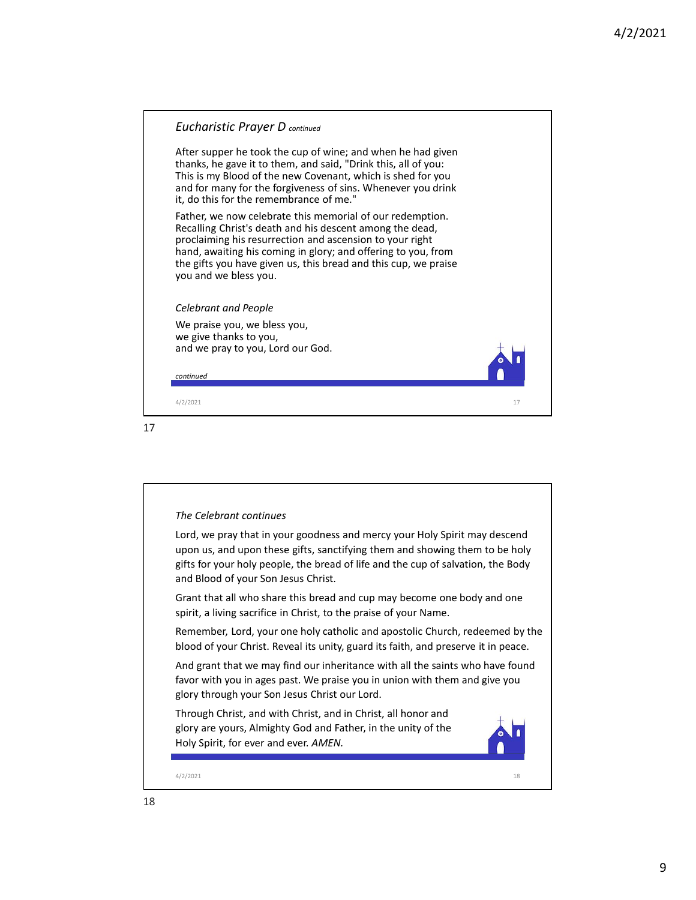## *Eucharistic Prayer D* *continued*

After supper he took the cup of wine; and when he had given thanks, he gave it to them, and said, "Drink this, all of you: This is my Blood of the new Covenant, which is shed for you and for many for the forgiveness of sins. Whenever you drink it, do this for the remembrance of me."

Father, we now celebrate this memorial of our redemption. Recalling Christ's death and his descent among the dead, proclaiming his resurrection and ascension to your right hand, awaiting his coming in glory; and offering to you, from the gifts you have given us, this bread and this cup, we praise you and we bless you.

*Celebrant and People*

We praise you, we bless you,
we give thanks to you,
and we pray to you, Lord our God.

*continued*

*The Celebrant continues*

Lord, we pray that in your goodness and mercy your Holy Spirit may descend upon us, and upon these gifts, sanctifying them and showing them to be holy gifts for your holy people, the bread of life and the cup of salvation, the Body and Blood of your Son Jesus Christ.

Grant that all who share this bread and cup may become one body and one spirit, a living sacrifice in Christ, to the praise of your Name.

Remember, Lord, your one holy catholic and apostolic Church, redeemed by the blood of your Christ. Reveal its unity, guard its faith, and preserve it in peace.

And grant that we may find our inheritance with all the saints who have found favor with you in ages past. We praise you in union with them and give you glory through your Son Jesus Christ our Lord.

Through Christ, and with Christ, and in Christ, all honor and glory are yours, Almighty God and Father, in the unity of the Holy Spirit, for ever and ever. *AMEN.*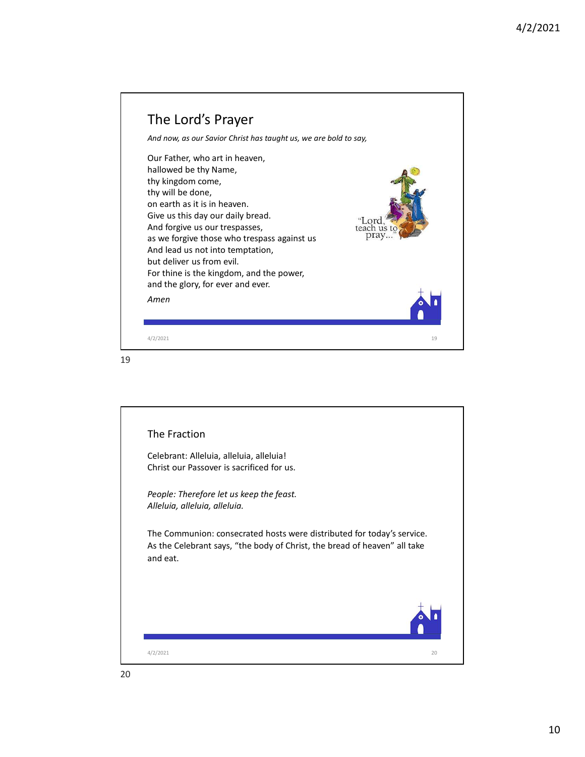## The Lord's Prayer

*And now, as our Savior Christ has taught us, we are bold to say,*

Our Father, who art in heaven,
hallowed be thy Name,
thy kingdom come,
thy will be done,
on earth as it is in heaven.
Give us this day our daily bread.
And forgive us our trespasses,
as we forgive those who trespass against us
And lead us not into temptation,
but deliver us from evil.
For thine is the kingdom, and the power,
and the glory, for ever and ever.

*Amen*

"Lord, teach us to pray..."

## The Fraction

Celebrant: Alleluia, alleluia, alleluia!
Christ our Passover is sacrificed for us.

*People: Therefore let us keep the feast.*
*Alleluia, alleluia, alleluia.*

The Communion: consecrated hosts were distributed for today's service. As the Celebrant says, "the body of Christ, the bread of heaven" all take and eat.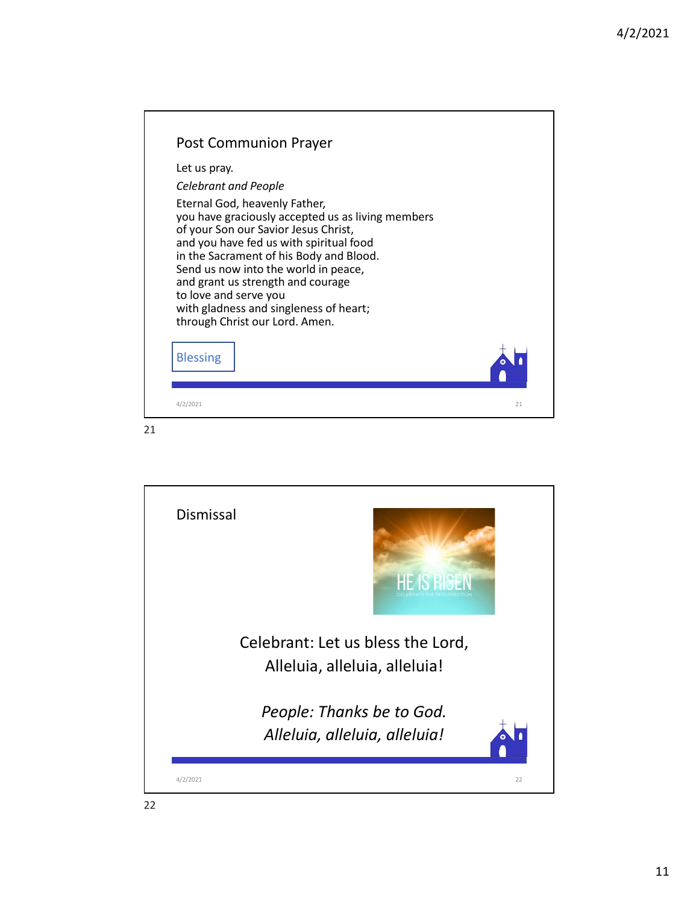## Post Communion Prayer

Let us pray.

*Celebrant and People*

Eternal God, heavenly Father,
you have graciously accepted us as living members
of your Son our Savior Jesus Christ,
and you have fed us with spiritual food
in the Sacrament of his Body and Blood.
Send us now into the world in peace,
and grant us strength and courage
to love and serve you
with gladness and singleness of heart;
through Christ our Lord. Amen.

Blessing

## Dismissal

HE IS RISEN
CELEBRATE THE RESURRECTION

Celebrant: Let us bless the Lord,
Alleluia, alleluia, alleluia!

*People: Thanks be to God.*
*Alleluia, alleluia, alleluia!*